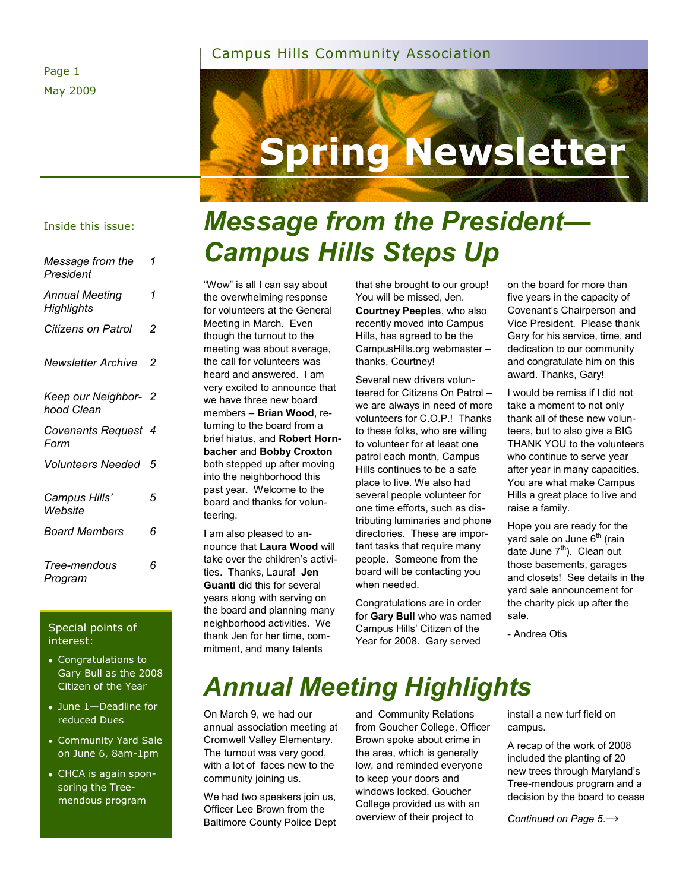Campus Hills Community Association

May 2009

# Spring Newsletter

**Inside this issue:**

| | |
|---|---|
| *Message from the President* | 1 |
| *Annual Meeting Highlights* | 1 |
| *Citizens on Patrol* | 2 |
| *Newsletter Archive* | 2 |
| *Keep our Neighborhood Clean* | 2 |
| *Covenants Request Form* | 4 |
| *Volunteers Needed* | 5 |
| *Campus Hills' Website* | 5 |
| *Board Members* | 6 |
| *Tree-mendous Program* | 6 |

**Special points of interest:**

- Congratulations to Gary Bull as the 2008 Citizen of the Year
- June 1—Deadline for reduced Dues
- Community Yard Sale on June 6, 8am-1pm
- CHCA is again sponsoring the Tree-mendous program

## *Message from the President—Campus Hills Steps Up*

"Wow" is all I can say about the overwhelming response for volunteers at the General Meeting in March. Even though the turnout to the meeting was about average, the call for volunteers was heard and answered. I am very excited to announce that we have three new board members – **Brian Wood**, returning to the board from a brief hiatus, and **Robert Hornbacher** and **Bobby Croxton** both stepped up after moving into the neighborhood this past year. Welcome to the board and thanks for volunteering.

I am also pleased to announce that **Laura Wood** will take over the children's activities. Thanks, Laura! **Jen Guanti** did this for several years along with serving on the board and planning many neighborhood activities. We thank Jen for her time, commitment, and many talents that she brought to our group! You will be missed, Jen. **Courtney Peeples**, who also recently moved into Campus Hills, has agreed to be the CampusHills.org webmaster – thanks, Courtney!

Several new drivers volunteered for Citizens On Patrol – we are always in need of more volunteers for C.O.P.! Thanks to these folks, who are willing to volunteer for at least one patrol each month, Campus Hills continues to be a safe place to live. We also had several people volunteer for one time efforts, such as distributing luminaries and phone directories. These are important tasks that require many people. Someone from the board will be contacting you when needed.

Congratulations are in order for **Gary Bull** who was named Campus Hills' Citizen of the Year for 2008. Gary served on the board for more than five years in the capacity of Covenant's Chairperson and Vice President. Please thank Gary for his service, time, and dedication to our community and congratulate him on this award. Thanks, Gary!

I would be remiss if I did not take a moment to not only thank all of these new volunteers, but to also give a BIG THANK YOU to the volunteers who continue to serve year after year in many capacities. You are what make Campus Hills a great place to live and raise a family.

Hope you are ready for the yard sale on June 6th (rain date June 7th). Clean out those basements, garages and closets! See details in the yard sale announcement for the charity pick up after the sale.

- Andrea Otis

## *Annual Meeting Highlights*

On March 9, we had our annual association meeting at Cromwell Valley Elementary. The turnout was very good, with a lot of faces new to the community joining us.

We had two speakers join us, Officer Lee Brown from the Baltimore County Police Dept and Community Relations from Goucher College. Officer Brown spoke about crime in the area, which is generally low, and reminded everyone to keep your doors and windows locked. Goucher College provided us with an overview of their project to install a new turf field on campus.

A recap of the work of 2008 included the planting of 20 new trees through Maryland's Tree-mendous program and a decision by the board to cease

*Continued on Page 5.*⟶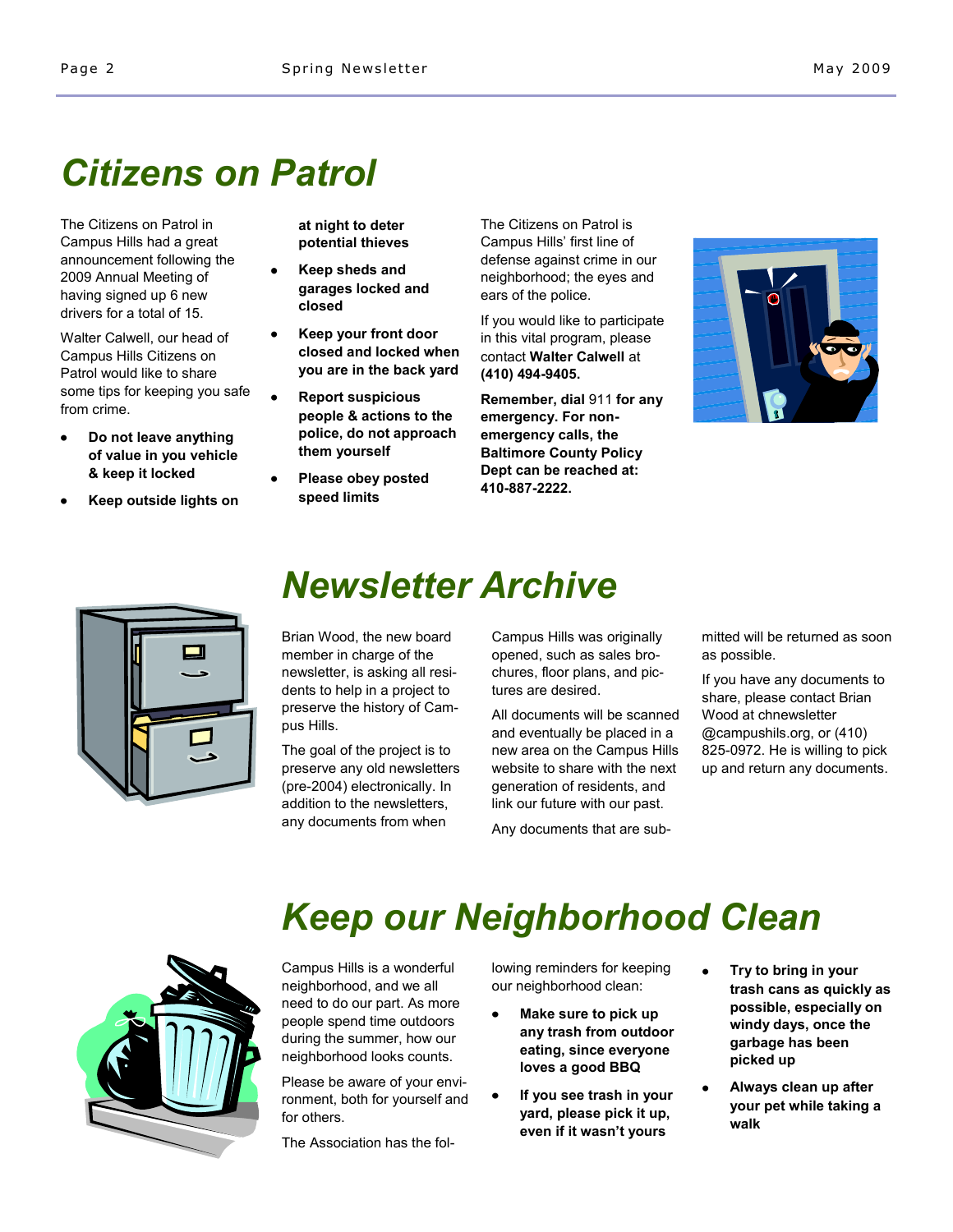# Citizens on Patrol

The Citizens on Patrol in Campus Hills had a great announcement following the 2009 Annual Meeting of having signed up 6 new drivers for a total of 15.

Walter Calwell, our head of Campus Hills Citizens on Patrol would like to share some tips for keeping you safe from crime.

- **Do not leave anything of value in you vehicle & keep it locked**
- **Keep outside lights on at night to deter potential thieves**
- **Keep sheds and garages locked and closed**
- **Keep your front door closed and locked when you are in the back yard**
- **Report suspicious people & actions to the police, do not approach them yourself**
- **Please obey posted speed limits**

The Citizens on Patrol is Campus Hills' first line of defense against crime in our neighborhood; the eyes and ears of the police.

If you would like to participate in this vital program, please contact **Walter Calwell** at **(410) 494-9405.**

**Remember, dial** 911 **for any emergency. For non-emergency calls, the Baltimore County Policy Dept can be reached at: 410-887-2222.**

# Newsletter Archive

Brian Wood, the new board member in charge of the newsletter, is asking all residents to help in a project to preserve the history of Campus Hills.

The goal of the project is to preserve any old newsletters (pre-2004) electronically. In addition to the newsletters, any documents from when Campus Hills was originally opened, such as sales brochures, floor plans, and pictures are desired.

All documents will be scanned and eventually be placed in a new area on the Campus Hills website to share with the next generation of residents, and link our future with our past.

Any documents that are submitted will be returned as soon as possible.

If you have any documents to share, please contact Brian Wood at chnewsletter @campushils.org, or (410) 825-0972. He is willing to pick up and return any documents.

# Keep our Neighborhood Clean

Campus Hills is a wonderful neighborhood, and we all need to do our part. As more people spend time outdoors during the summer, how our neighborhood looks counts.

Please be aware of your environment, both for yourself and for others.

The Association has the following reminders for keeping our neighborhood clean:

- **Make sure to pick up any trash from outdoor eating, since everyone loves a good BBQ**
- **If you see trash in your yard, please pick it up, even if it wasn't yours**
- **Try to bring in your trash cans as quickly as possible, especially on windy days, once the garbage has been picked up**
- **Always clean up after your pet while taking a walk**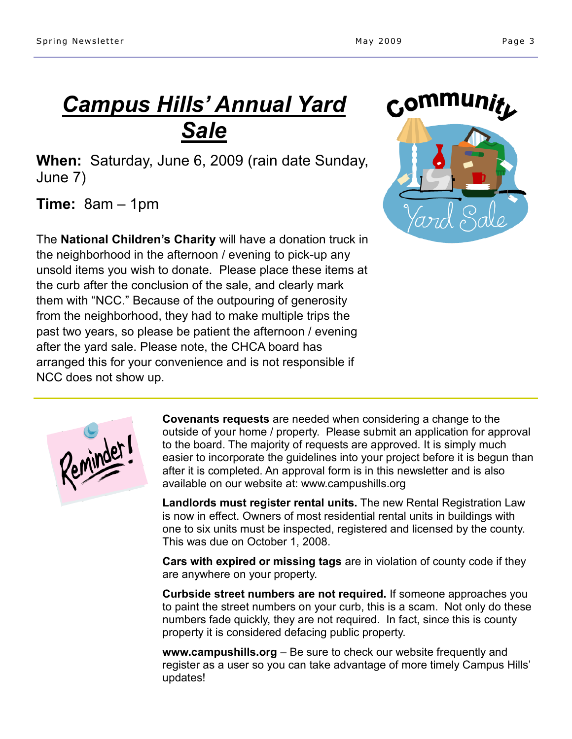# ***Campus Hills' Annual Yard Sale***

**When:** Saturday, June 6, 2009 (rain date Sunday, June 7)

**Time:** 8am – 1pm

The **National Children's Charity** will have a donation truck in the neighborhood in the afternoon / evening to pick-up any unsold items you wish to donate. Please place these items at the curb after the conclusion of the sale, and clearly mark them with "NCC." Because of the outpouring of generosity from the neighborhood, they had to make multiple trips the past two years, so please be patient the afternoon / evening after the yard sale. Please note, the CHCA board has arranged this for your convenience and is not responsible if NCC does not show up.

---

**Covenants requests** are needed when considering a change to the outside of your home / property. Please submit an application for approval to the board. The majority of requests are approved. It is simply much easier to incorporate the guidelines into your project before it is begun than after it is completed. An approval form is in this newsletter and is also available on our website at: www.campushills.org

**Landlords must register rental units.** The new Rental Registration Law is now in effect. Owners of most residential rental units in buildings with one to six units must be inspected, registered and licensed by the county. This was due on October 1, 2008.

**Cars with expired or missing tags** are in violation of county code if they are anywhere on your property.

**Curbside street numbers are not required.** If someone approaches you to paint the street numbers on your curb, this is a scam. Not only do these numbers fade quickly, they are not required. In fact, since this is county property it is considered defacing public property.

**www.campushills.org** – Be sure to check our website frequently and register as a user so you can take advantage of more timely Campus Hills' updates!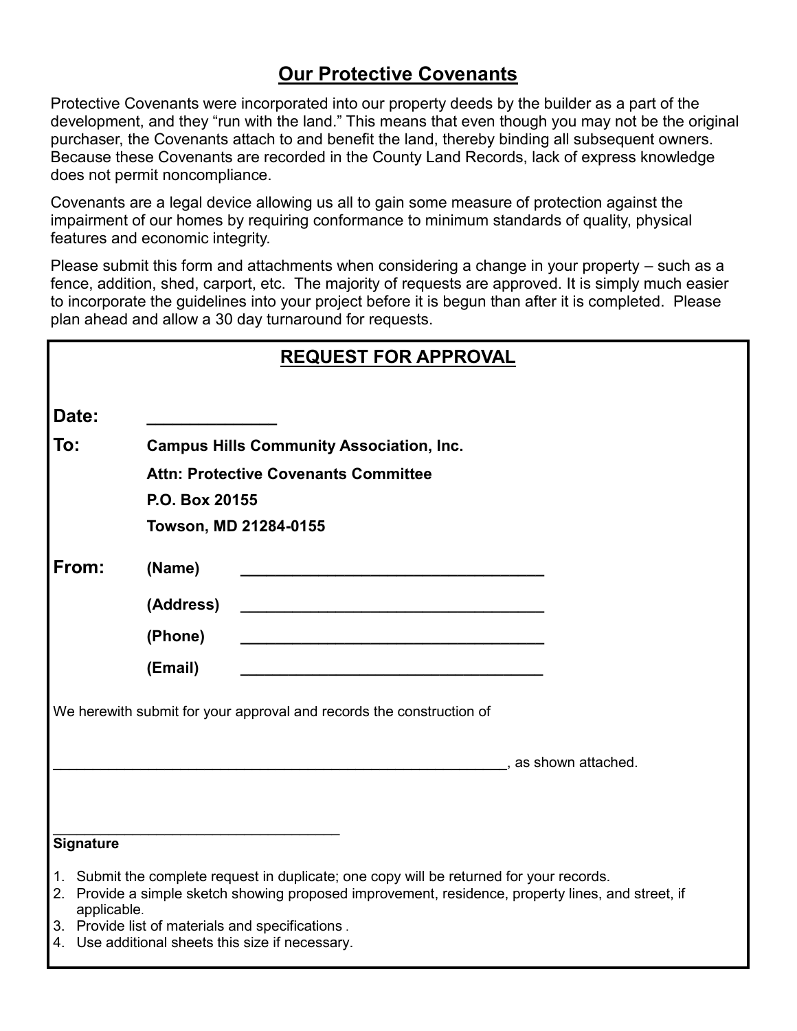# Our Protective Covenants

Protective Covenants were incorporated into our property deeds by the builder as a part of the development, and they "run with the land." This means that even though you may not be the original purchaser, the Covenants attach to and benefit the land, thereby binding all subsequent owners. Because these Covenants are recorded in the County Land Records, lack of express knowledge does not permit noncompliance.

Covenants are a legal device allowing us all to gain some measure of protection against the impairment of our homes by requiring conformance to minimum standards of quality, physical features and economic integrity.

Please submit this form and attachments when considering a change in your property – such as a fence, addition, shed, carport, etc. The majority of requests are approved. It is simply much easier to incorporate the guidelines into your project before it is begun than after it is completed. Please plan ahead and allow a 30 day turnaround for requests.

## REQUEST FOR APPROVAL

**Date:** ______________

**To:** **Campus Hills Community Association, Inc.**
**Attn: Protective Covenants Committee**
**P.O. Box 20155**
**Towson, MD 21284-0155**

**From:** **(Name)** ___________________________________

**(Address)** ___________________________________

**(Phone)** ___________________________________

**(Email)** ___________________________________

We herewith submit for your approval and records the construction of

__________________________________________________________, as shown attached.

___________________________________
**Signature**

1. Submit the complete request in duplicate; one copy will be returned for your records.
2. Provide a simple sketch showing proposed improvement, residence, property lines, and street, if applicable.
3. Provide list of materials and specifications .
4. Use additional sheets this size if necessary.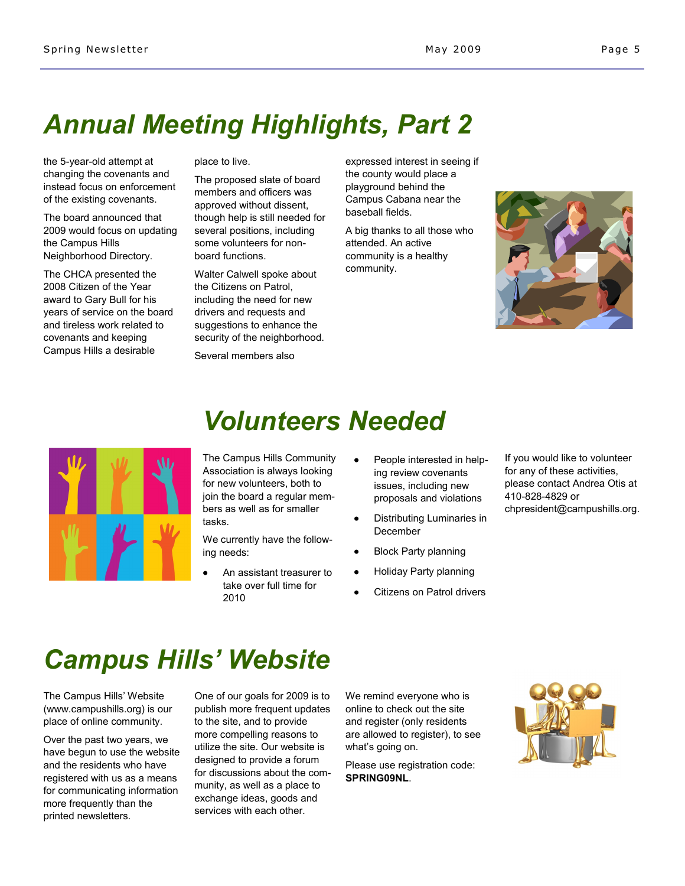# Annual Meeting Highlights, Part 2

the 5-year-old attempt at changing the covenants and instead focus on enforcement of the existing covenants.

The board announced that 2009 would focus on updating the Campus Hills Neighborhood Directory.

The CHCA presented the 2008 Citizen of the Year award to Gary Bull for his years of service on the board and tireless work related to covenants and keeping Campus Hills a desirable place to live.

The proposed slate of board members and officers was approved without dissent, though help is still needed for several positions, including some volunteers for non-board functions.

Walter Calwell spoke about the Citizens on Patrol, including the need for new drivers and requests and suggestions to enhance the security of the neighborhood.

Several members also expressed interest in seeing if the county would place a playground behind the Campus Cabana near the baseball fields.

A big thanks to all those who attended. An active community is a healthy community.

# Volunteers Needed

The Campus Hills Community Association is always looking for new volunteers, both to join the board a regular members as well as for smaller tasks.

We currently have the following needs:

- An assistant treasurer to take over full time for 2010
- People interested in helping review covenants issues, including new proposals and violations
- Distributing Luminaries in December
- Block Party planning
- Holiday Party planning
- Citizens on Patrol drivers

If you would like to volunteer for any of these activities, please contact Andrea Otis at 410-828-4829 or chpresident@campushills.org.

# Campus Hills' Website

The Campus Hills' Website (www.campushills.org) is our place of online community.

Over the past two years, we have begun to use the website and the residents who have registered with us as a means for communicating information more frequently than the printed newsletters.

One of our goals for 2009 is to publish more frequent updates to the site, and to provide more compelling reasons to utilize the site. Our website is designed to provide a forum for discussions about the community, as well as a place to exchange ideas, goods and services with each other.

We remind everyone who is online to check out the site and register (only residents are allowed to register), to see what's going on.

Please use registration code: **SPRING09NL**.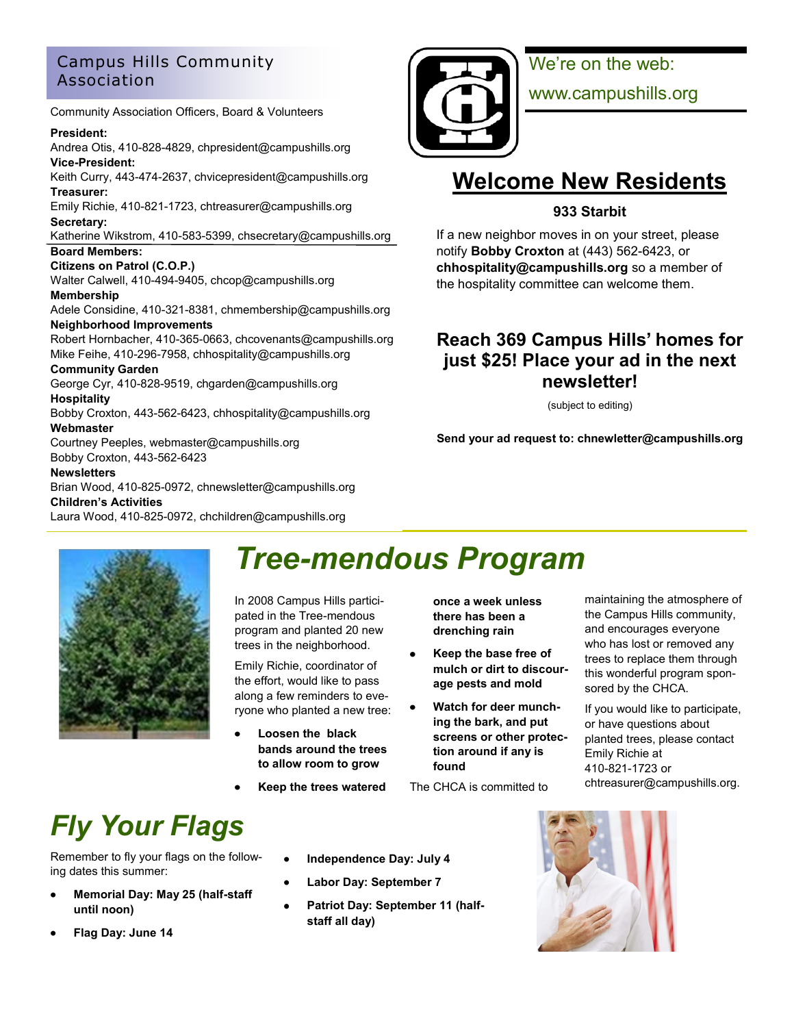## Campus Hills Community Association

Community Association Officers, Board & Volunteers

**President:**
Andrea Otis, 410-828-4829, chpresident@campushills.org

**Vice-President:**
Keith Curry, 443-474-2637, chvicepresident@campushills.org

**Treasurer:**
Emily Richie, 410-821-1723, chtreasurer@campushills.org

**Secretary:**
Katherine Wikstrom, 410-583-5399, chsecretary@campushills.org

**Board Members:**

**Citizens on Patrol (C.O.P.)**
Walter Calwell, 410-494-9405, chcop@campushills.org

**Membership**
Adele Considine, 410-321-8381, chmembership@campushills.org

**Neighborhood Improvements**
Robert Hornbacher, 410-365-0663, chcovenants@campushills.org
Mike Feihe, 410-296-7958, chhospitality@campushills.org

**Community Garden**
George Cyr, 410-828-9519, chgarden@campushills.org

**Hospitality**
Bobby Croxton, 443-562-6423, chhospitality@campushills.org

**Webmaster**
Courtney Peeples, webmaster@campushills.org
Bobby Croxton, 443-562-6423

**Newsletters**
Brian Wood, 410-825-0972, chnewsletter@campushills.org

**Children's Activities**
Laura Wood, 410-825-0972, chchildren@campushills.org

We're on the web:
www.campushills.org

# Welcome New Residents

**933 Starbit**

If a new neighbor moves in on your street, please notify **Bobby Croxton** at (443) 562-6423, or **chhospitality@campushills.org** so a member of the hospitality committee can welcome them.

### Reach 369 Campus Hills' homes for just $25! Place your ad in the next newsletter!

(subject to editing)

**Send your ad request to: chnewletter@campushills.org**

# *Tree-mendous Program*

In 2008 Campus Hills participated in the Tree-mendous program and planted 20 new trees in the neighborhood.

Emily Richie, coordinator of the effort, would like to pass along a few reminders to everyone who planted a new tree:

- **Loosen the black bands around the trees to allow room to grow**
- **Keep the trees watered once a week unless there has been a drenching rain**
- **Keep the base free of mulch or dirt to discourage pests and mold**
- **Watch for deer munching the bark, and put screens or other protection around if any is found**

The CHCA is committed to maintaining the atmosphere of the Campus Hills community, and encourages everyone who has lost or removed any trees to replace them through this wonderful program sponsored by the CHCA.

If you would like to participate, or have questions about planted trees, please contact Emily Richie at 410-821-1723 or chtreasurer@campushills.org.

# *Fly Your Flags*

Remember to fly your flags on the following dates this summer:

- **Memorial Day: May 25 (half-staff until noon)**
- **Flag Day: June 14**
- **Independence Day: July 4**
- **Labor Day: September 7**
- **Patriot Day: September 11 (half-staff all day)**